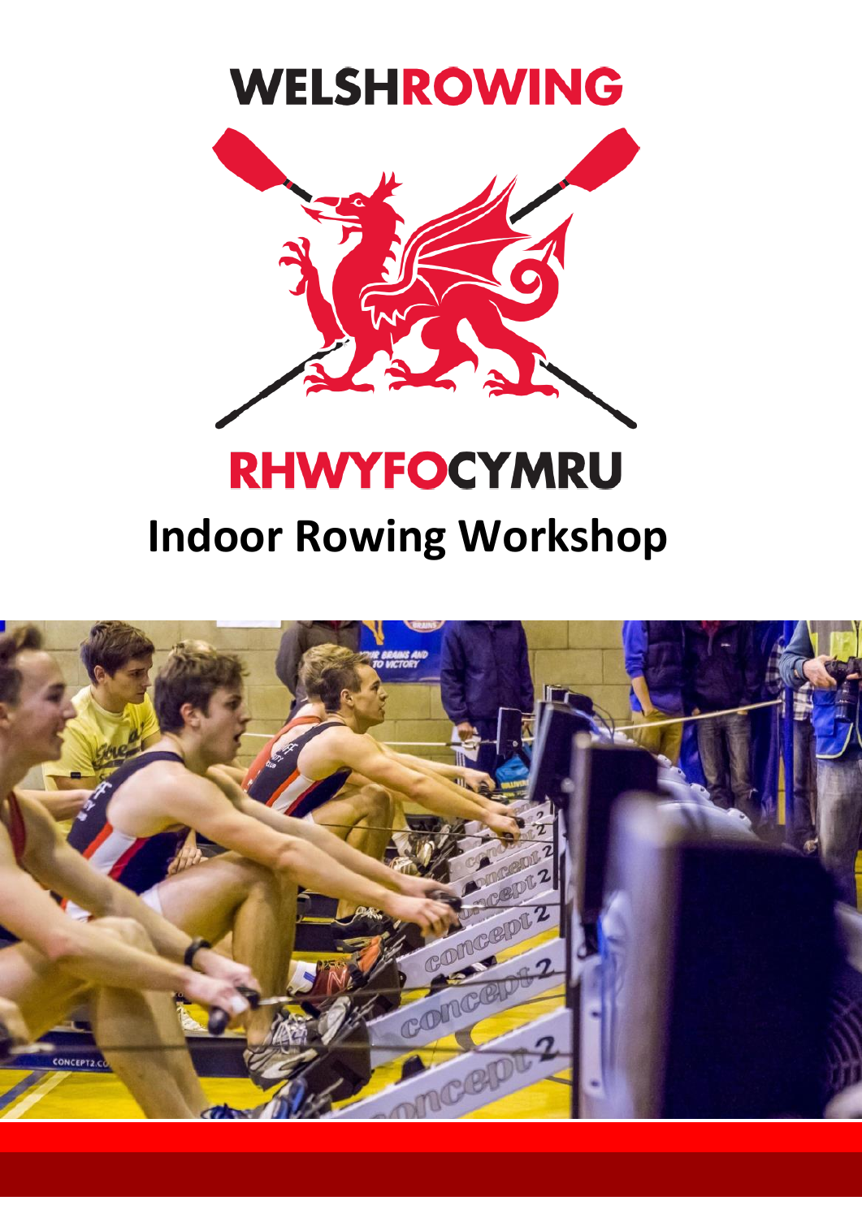WELSHROWING

RHWYFOCYMRU

# Indoor Rowing Workshop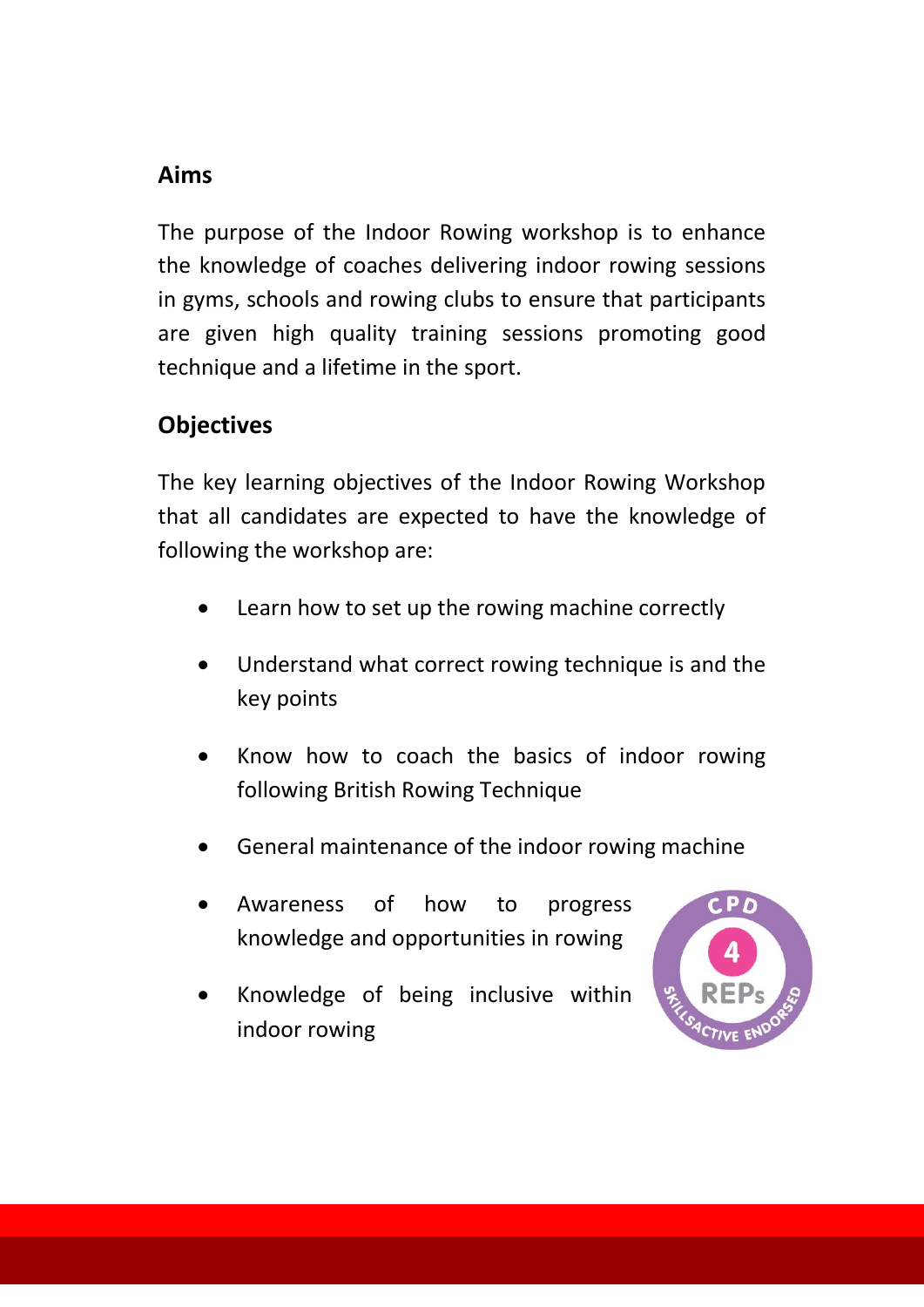## Aims

The purpose of the Indoor Rowing workshop is to enhance the knowledge of coaches delivering indoor rowing sessions in gyms, schools and rowing clubs to ensure that participants are given high quality training sessions promoting good technique and a lifetime in the sport.

## Objectives

The key learning objectives of the Indoor Rowing Workshop that all candidates are expected to have the knowledge of following the workshop are:

- Learn how to set up the rowing machine correctly
- Understand what correct rowing technique is and the key points
- Know how to coach the basics of indoor rowing following British Rowing Technique
- General maintenance of the indoor rowing machine
- Awareness of how to progress knowledge and opportunities in rowing
- Knowledge of being inclusive within indoor rowing

CPD 4 REPs SkillsActive Endorsed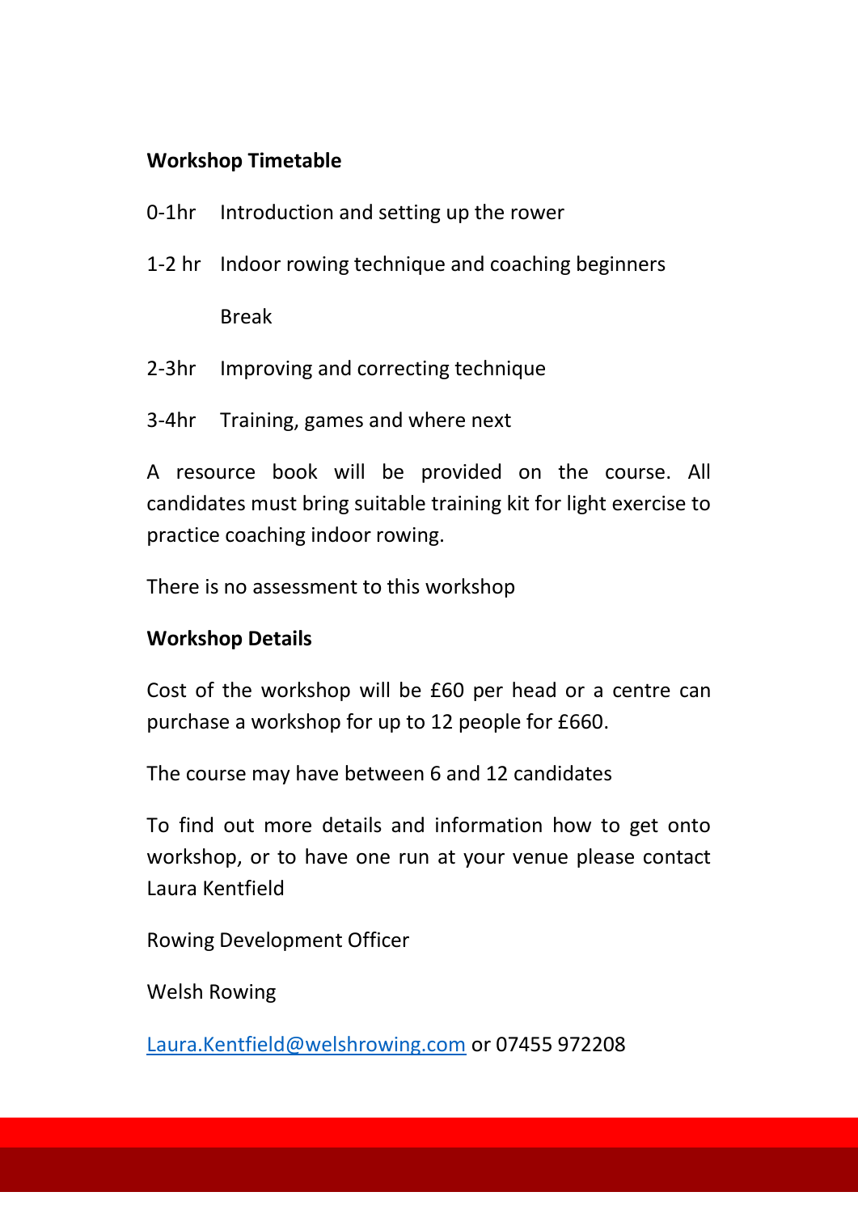**Workshop Timetable**

0-1hr Introduction and setting up the rower

1-2 hr Indoor rowing technique and coaching beginners

Break

2-3hr Improving and correcting technique

3-4hr Training, games and where next

A resource book will be provided on the course. All candidates must bring suitable training kit for light exercise to practice coaching indoor rowing.

There is no assessment to this workshop

**Workshop Details**

Cost of the workshop will be £60 per head or a centre can purchase a workshop for up to 12 people for £660.

The course may have between 6 and 12 candidates

To find out more details and information how to get onto workshop, or to have one run at your venue please contact Laura Kentfield

Rowing Development Officer

Welsh Rowing

Laura.Kentfield@welshrowing.com or 07455 972208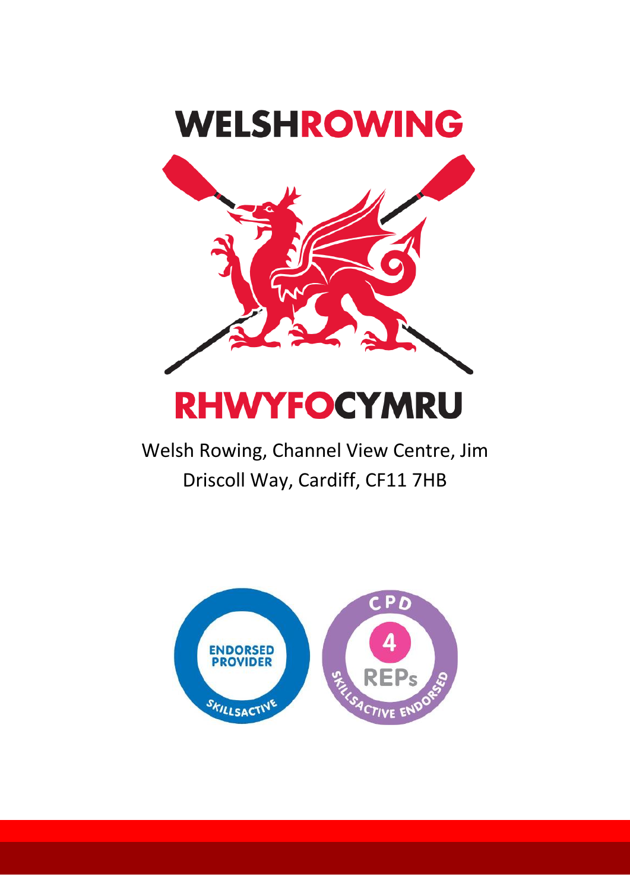WELSHROWING

RHWYFOCYMRU

Welsh Rowing, Channel View Centre, Jim Driscoll Way, Cardiff, CF11 7HB

ENDORSED PROVIDER SKILLSACTIVE

CPD 4 REPs SKILLSACTIVE ENDORSED